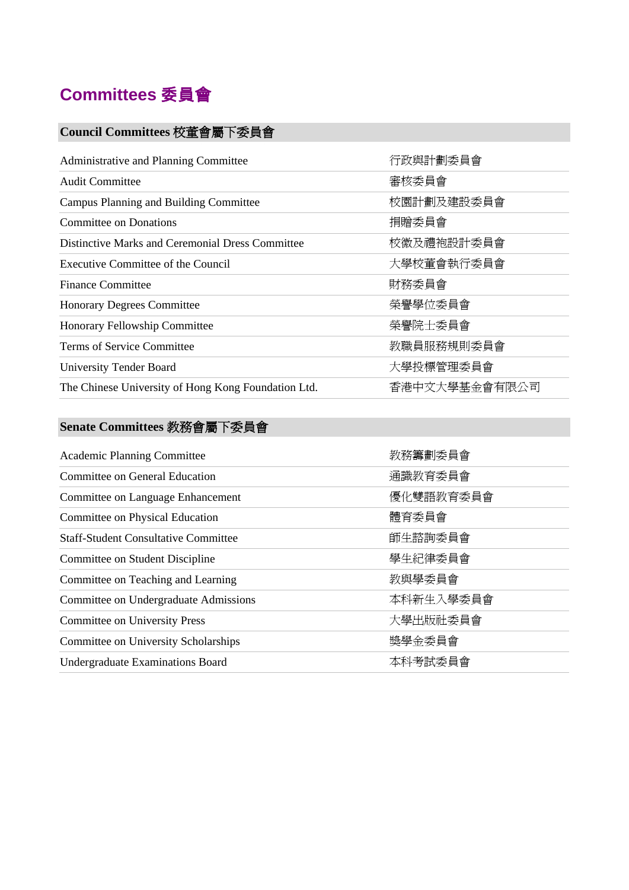# Committees 委員會

## Council Committees 校董會屬下委員會

| | |
|---|---|
| Administrative and Planning Committee | 行政與計劃委員會 |
| Audit Committee | 審核委員會 |
| Campus Planning and Building Committee | 校園計劃及建設委員會 |
| Committee on Donations | 捐贈委員會 |
| Distinctive Marks and Ceremonial Dress Committee | 校徽及禮袍設計委員會 |
| Executive Committee of the Council | 大學校董會執行委員會 |
| Finance Committee | 財務委員會 |
| Honorary Degrees Committee | 榮譽學位委員會 |
| Honorary Fellowship Committee | 榮譽院士委員會 |
| Terms of Service Committee | 教職員服務規則委員會 |
| University Tender Board | 大學投標管理委員會 |
| The Chinese University of Hong Kong Foundation Ltd. | 香港中文大學基金會有限公司 |

## Senate Committees 教務會屬下委員會

| | |
|---|---|
| Academic Planning Committee | 教務籌劃委員會 |
| Committee on General Education | 通識教育委員會 |
| Committee on Language Enhancement | 優化雙語教育委員會 |
| Committee on Physical Education | 體育委員會 |
| Staff-Student Consultative Committee | 師生諮詢委員會 |
| Committee on Student Discipline | 學生紀律委員會 |
| Committee on Teaching and Learning | 教與學委員會 |
| Committee on Undergraduate Admissions | 本科新生入學委員會 |
| Committee on University Press | 大學出版社委員會 |
| Committee on University Scholarships | 獎學金委員會 |
| Undergraduate Examinations Board | 本科考試委員會 |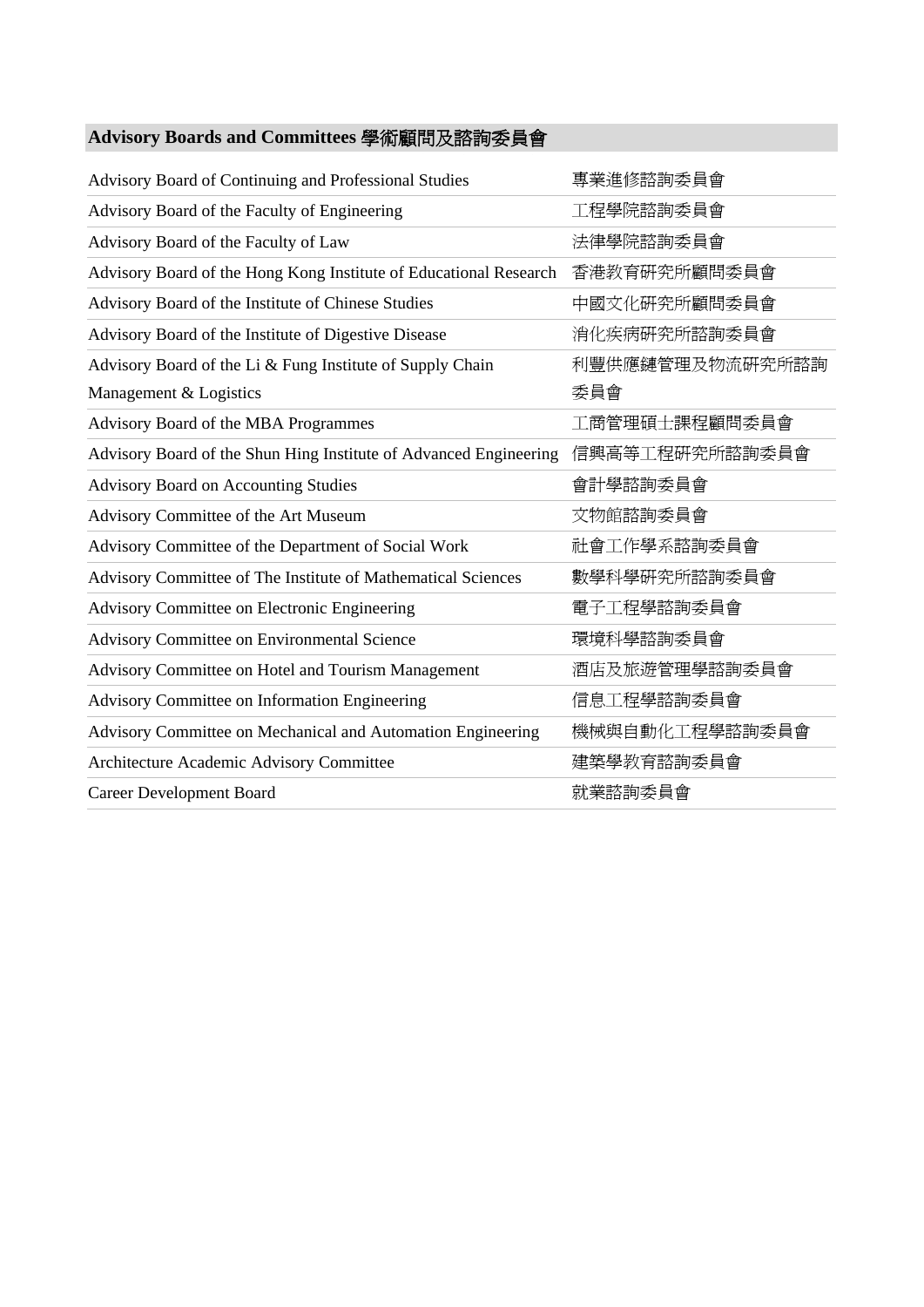## Advisory Boards and Committees 學術顧問及諮詢委員會

| | |
|---|---|
| Advisory Board of Continuing and Professional Studies | 專業進修諮詢委員會 |
| Advisory Board of the Faculty of Engineering | 工程學院諮詢委員會 |
| Advisory Board of the Faculty of Law | 法律學院諮詢委員會 |
| Advisory Board of the Hong Kong Institute of Educational Research | 香港教育研究所顧問委員會 |
| Advisory Board of the Institute of Chinese Studies | 中國文化研究所顧問委員會 |
| Advisory Board of the Institute of Digestive Disease | 消化疾病研究所諮詢委員會 |
| Advisory Board of the Li & Fung Institute of Supply Chain Management & Logistics | 利豐供應鏈管理及物流研究所諮詢委員會 |
| Advisory Board of the MBA Programmes | 工商管理碩士課程顧問委員會 |
| Advisory Board of the Shun Hing Institute of Advanced Engineering | 信興高等工程研究所諮詢委員會 |
| Advisory Board on Accounting Studies | 會計學諮詢委員會 |
| Advisory Committee of the Art Museum | 文物館諮詢委員會 |
| Advisory Committee of the Department of Social Work | 社會工作學系諮詢委員會 |
| Advisory Committee of The Institute of Mathematical Sciences | 數學科學研究所諮詢委員會 |
| Advisory Committee on Electronic Engineering | 電子工程學諮詢委員會 |
| Advisory Committee on Environmental Science | 環境科學諮詢委員會 |
| Advisory Committee on Hotel and Tourism Management | 酒店及旅遊管理學諮詢委員會 |
| Advisory Committee on Information Engineering | 信息工程學諮詢委員會 |
| Advisory Committee on Mechanical and Automation Engineering | 機械與自動化工程學諮詢委員會 |
| Architecture Academic Advisory Committee | 建築學教育諮詢委員會 |
| Career Development Board | 就業諮詢委員會 |